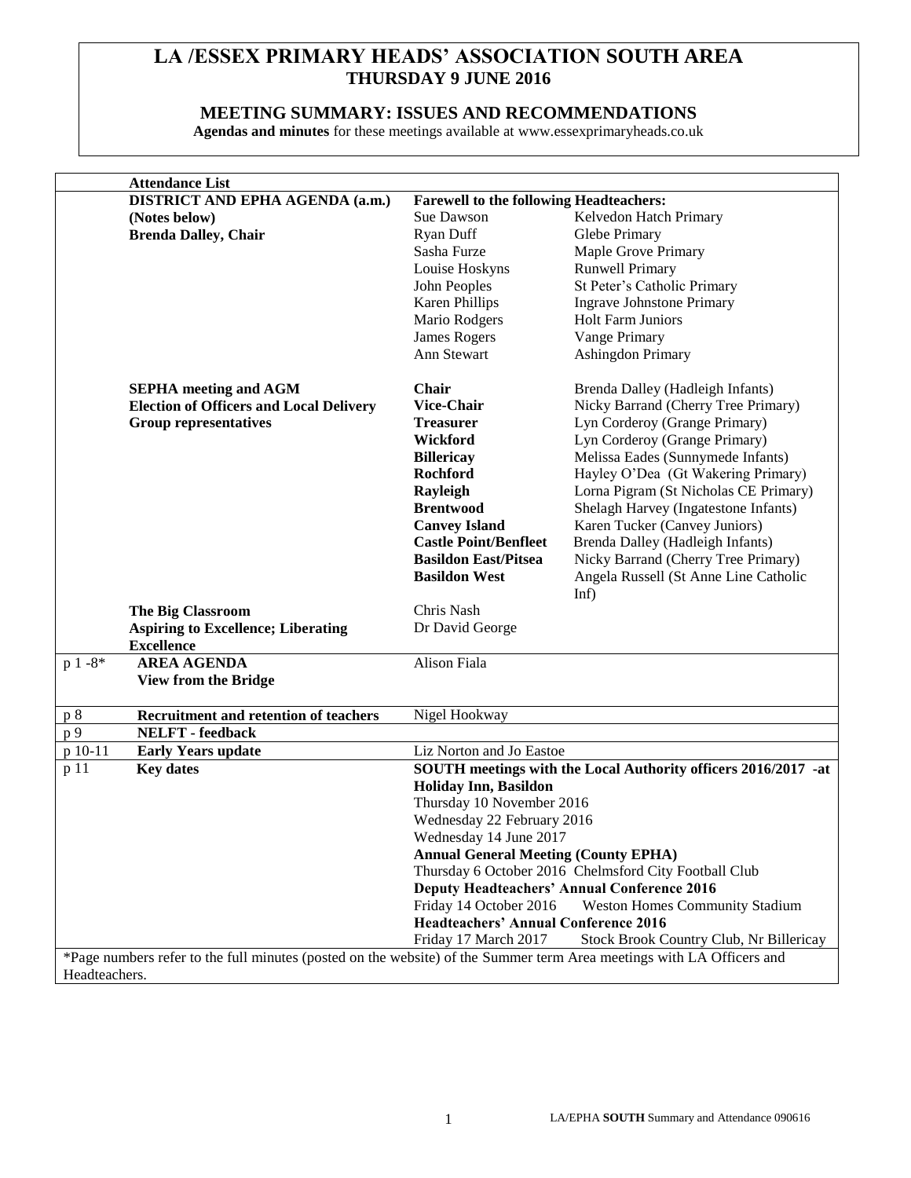# LA /ESSEX PRIMARY HEADS' ASSOCIATION SOUTH AREA

## THURSDAY 9 JUNE 2016

## MEETING SUMMARY: ISSUES AND RECOMMENDATIONS

**Agendas and minutes** for these meetings available at www.essexprimaryheads.co.uk

| | **Attendance List** | | |
|---|---|---|---|
| | **DISTRICT AND EPHA AGENDA (a.m.)** | **Farewell to the following Headteachers:** | |
| | **(Notes below)** | Sue Dawson | Kelvedon Hatch Primary |
| | **Brenda Dalley, Chair** | Ryan Duff | Glebe Primary |
| | | Sasha Furze | Maple Grove Primary |
| | | Louise Hoskyns | Runwell Primary |
| | | John Peoples | St Peter's Catholic Primary |
| | | Karen Phillips | Ingrave Johnstone Primary |
| | | Mario Rodgers | Holt Farm Juniors |
| | | James Rogers | Vange Primary |
| | | Ann Stewart | Ashingdon Primary |
| | **SEPHA meeting and AGM** | **Chair** | Brenda Dalley (Hadleigh Infants) |
| | **Election of Officers and Local Delivery** | **Vice-Chair** | Nicky Barrand (Cherry Tree Primary) |
| | **Group representatives** | **Treasurer** | Lyn Corderoy (Grange Primary) |
| | | **Wickford** | Lyn Corderoy (Grange Primary) |
| | | **Billericay** | Melissa Eades (Sunnymede Infants) |
| | | **Rochford** | Hayley O'Dea (Gt Wakering Primary) |
| | | **Rayleigh** | Lorna Pigram (St Nicholas CE Primary) |
| | | **Brentwood** | Shelagh Harvey (Ingatestone Infants) |
| | | **Canvey Island** | Karen Tucker (Canvey Juniors) |
| | | **Castle Point/Benfleet** | Brenda Dalley (Hadleigh Infants) |
| | | **Basildon East/Pitsea** | Nicky Barrand (Cherry Tree Primary) |
| | | **Basildon West** | Angela Russell (St Anne Line Catholic Inf) |
| | **The Big Classroom** | Chris Nash | |
| | **Aspiring to Excellence; Liberating Excellence** | Dr David George | |
| p 1 -8* | **AREA AGENDA**<br>**View from the Bridge** | Alison Fiala | |
| p 8 | **Recruitment and retention of teachers** | Nigel Hookway | |
| p 9 | **NELFT - feedback** | | |
| p 10-11 | **Early Years update** | Liz Norton and Jo Eastoe | |
| p 11 | **Key dates** | **SOUTH meetings with the Local Authority officers 2016/2017 -at Holiday Inn, Basildon**<br>Thursday 10 November 2016<br>Wednesday 22 February 2016<br>Wednesday 14 June 2017<br>**Annual General Meeting (County EPHA)**<br>Thursday 6 October 2016 Chelmsford City Football Club<br>**Deputy Headteachers' Annual Conference 2016**<br>Friday 14 October 2016 Weston Homes Community Stadium<br>**Headteachers' Annual Conference 2016**<br>Friday 17 March 2017 Stock Brook Country Club, Nr Billericay | |

*Page numbers refer to the full minutes (posted on the website) of the Summer term Area meetings with LA Officers and Headteachers.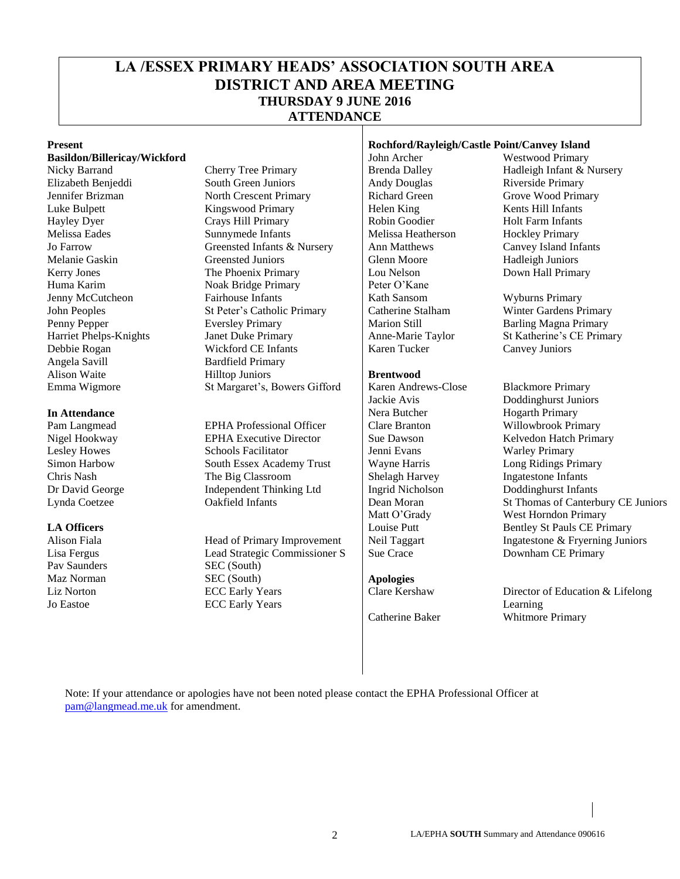# LA /ESSEX PRIMARY HEADS' ASSOCIATION SOUTH AREA
# DISTRICT AND AREA MEETING
## THURSDAY 9 JUNE 2016
## ATTENDANCE

**Present**

**Basildon/Billericay/Wickford**

| | |
|---|---|
| Nicky Barrand | Cherry Tree Primary |
| Elizabeth Benjeddi | South Green Juniors |
| Jennifer Brizman | North Crescent Primary |
| Luke Bulpett | Kingswood Primary |
| Hayley Dyer | Crays Hill Primary |
| Melissa Eades | Sunnymede Infants |
| Jo Farrow | Greensted Infants & Nursery |
| Melanie Gaskin | Greensted Juniors |
| Kerry Jones | The Phoenix Primary |
| Huma Karim | Noak Bridge Primary |
| Jenny McCutcheon | Fairhouse Infants |
| John Peoples | St Peter's Catholic Primary |
| Penny Pepper | Eversley Primary |
| Harriet Phelps-Knights | Janet Duke Primary |
| Debbie Rogan | Wickford CE Infants |
| Angela Savill | Bardfield Primary |
| Alison Waite | Hilltop Juniors |
| Emma Wigmore | St Margaret's, Bowers Gifford |

**In Attendance**

| | |
|---|---|
| Pam Langmead | EPHA Professional Officer |
| Nigel Hookway | EPHA Executive Director |
| Lesley Howes | Schools Facilitator |
| Simon Harbow | South Essex Academy Trust |
| Chris Nash | The Big Classroom |
| Dr David George | Independent Thinking Ltd |
| Lynda Coetzee | Oakfield Infants |

**LA Officers**

| | |
|---|---|
| Alison Fiala | Head of Primary Improvement |
| Lisa Fergus | Lead Strategic Commissioner S |
| Pav Saunders | SEC (South) |
| Maz Norman | SEC (South) |
| Liz Norton | ECC Early Years |
| Jo Eastoe | ECC Early Years |

**Rochford/Rayleigh/Castle Point/Canvey Island**

| | |
|---|---|
| John Archer | Westwood Primary |
| Brenda Dalley | Hadleigh Infant & Nursery |
| Andy Douglas | Riverside Primary |
| Richard Green | Grove Wood Primary |
| Helen King | Kents Hill Infants |
| Robin Goodier | Holt Farm Infants |
| Melissa Heatherson | Hockley Primary |
| Ann Matthews | Canvey Island Infants |
| Glenn Moore | Hadleigh Juniors |
| Lou Nelson | Down Hall Primary |
| Peter O'Kane | |
| Kath Sansom | Wyburns Primary |
| Catherine Stalham | Winter Gardens Primary |
| Marion Still | Barling Magna Primary |
| Anne-Marie Taylor | St Katherine's CE Primary |
| Karen Tucker | Canvey Juniors |

**Brentwood**

| | |
|---|---|
| Karen Andrews-Close | Blackmore Primary |
| Jackie Avis | Doddinghurst Juniors |
| Nera Butcher | Hogarth Primary |
| Clare Branton | Willowbrook Primary |
| Sue Dawson | Kelvedon Hatch Primary |
| Jenni Evans | Warley Primary |
| Wayne Harris | Long Ridings Primary |
| Shelagh Harvey | Ingatestone Infants |
| Ingrid Nicholson | Doddinghurst Infants |
| Dean Moran | St Thomas of Canterbury CE Juniors |
| Matt O'Grady | West Horndon Primary |
| Louise Putt | Bentley St Pauls CE Primary |
| Neil Taggart | Ingatestone & Fryerning Juniors |
| Sue Crace | Downham CE Primary |

**Apologies**

| | |
|---|---|
| Clare Kershaw | Director of Education & Lifelong Learning |
| Catherine Baker | Whitmore Primary |

Note: If your attendance or apologies have not been noted please contact the EPHA Professional Officer at pam@langmead.me.uk for amendment.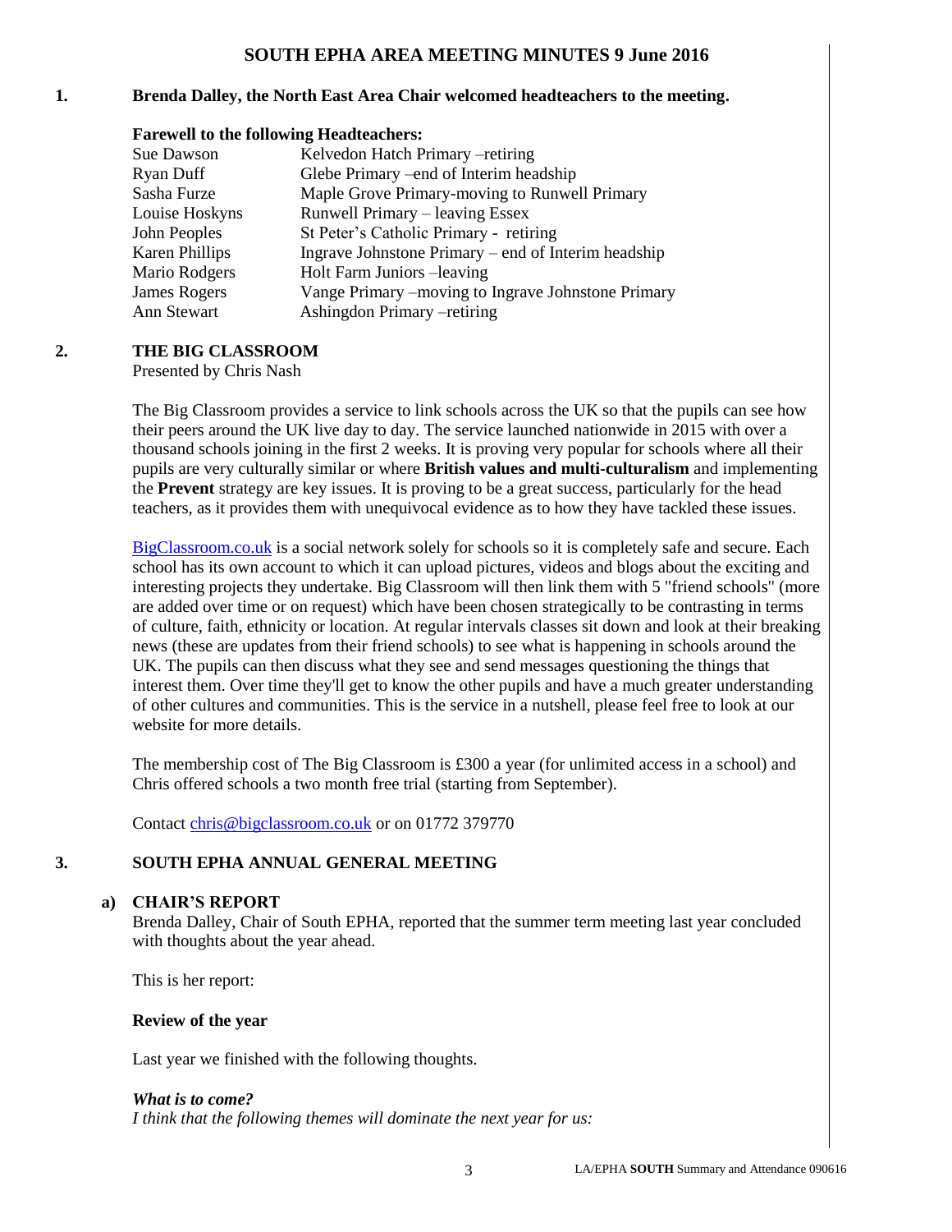# SOUTH EPHA AREA MEETING MINUTES 9 June 2016

**1. Brenda Dalley, the North East Area Chair welcomed headteachers to the meeting.**

**Farewell to the following Headteachers:**

| | |
|---|---|
| Sue Dawson | Kelvedon Hatch Primary –retiring |
| Ryan Duff | Glebe Primary –end of Interim headship |
| Sasha Furze | Maple Grove Primary-moving to Runwell Primary |
| Louise Hoskyns | Runwell Primary – leaving Essex |
| John Peoples | St Peter's Catholic Primary - retiring |
| Karen Phillips | Ingrave Johnstone Primary – end of Interim headship |
| Mario Rodgers | Holt Farm Juniors –leaving |
| James Rogers | Vange Primary –moving to Ingrave Johnstone Primary |
| Ann Stewart | Ashingdon Primary –retiring |

## 2. THE BIG CLASSROOM

Presented by Chris Nash

The Big Classroom provides a service to link schools across the UK so that the pupils can see how their peers around the UK live day to day. The service launched nationwide in 2015 with over a thousand schools joining in the first 2 weeks. It is proving very popular for schools where all their pupils are very culturally similar or where **British values and multi-culturalism** and implementing the **Prevent** strategy are key issues. It is proving to be a great success, particularly for the head teachers, as it provides them with unequivocal evidence as to how they have tackled these issues.

BigClassroom.co.uk is a social network solely for schools so it is completely safe and secure. Each school has its own account to which it can upload pictures, videos and blogs about the exciting and interesting projects they undertake. Big Classroom will then link them with 5 "friend schools" (more are added over time or on request) which have been chosen strategically to be contrasting in terms of culture, faith, ethnicity or location. At regular intervals classes sit down and look at their breaking news (these are updates from their friend schools) to see what is happening in schools around the UK. The pupils can then discuss what they see and send messages questioning the things that interest them. Over time they'll get to know the other pupils and have a much greater understanding of other cultures and communities. This is the service in a nutshell, please feel free to look at our website for more details.

The membership cost of The Big Classroom is £300 a year (for unlimited access in a school) and Chris offered schools a two month free trial (starting from September).

Contact chris@bigclassroom.co.uk or on 01772 379770

## 3. SOUTH EPHA ANNUAL GENERAL MEETING

### a) CHAIR'S REPORT

Brenda Dalley, Chair of South EPHA, reported that the summer term meeting last year concluded with thoughts about the year ahead.

This is her report:

**Review of the year**

Last year we finished with the following thoughts.

***What is to come?***

*I think that the following themes will dominate the next year for us:*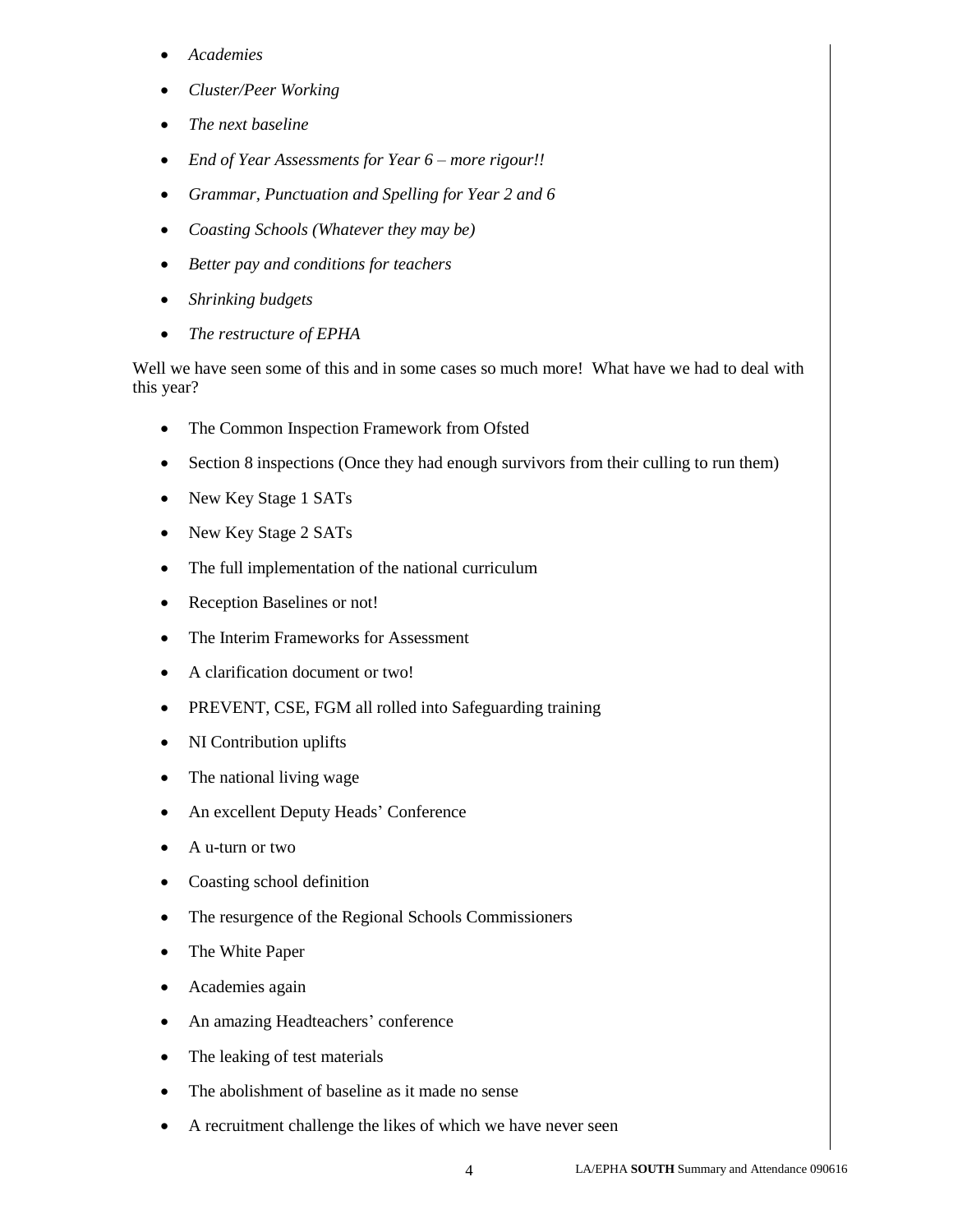- *Academies*
- *Cluster/Peer Working*
- *The next baseline*
- *End of Year Assessments for Year 6 – more rigour!!*
- *Grammar, Punctuation and Spelling for Year 2 and 6*
- *Coasting Schools (Whatever they may be)*
- *Better pay and conditions for teachers*
- *Shrinking budgets*
- *The restructure of EPHA*

Well we have seen some of this and in some cases so much more! What have we had to deal with this year?

- The Common Inspection Framework from Ofsted
- Section 8 inspections (Once they had enough survivors from their culling to run them)
- New Key Stage 1 SATs
- New Key Stage 2 SATs
- The full implementation of the national curriculum
- Reception Baselines or not!
- The Interim Frameworks for Assessment
- A clarification document or two!
- PREVENT, CSE, FGM all rolled into Safeguarding training
- NI Contribution uplifts
- The national living wage
- An excellent Deputy Heads' Conference
- A u-turn or two
- Coasting school definition
- The resurgence of the Regional Schools Commissioners
- The White Paper
- Academies again
- An amazing Headteachers' conference
- The leaking of test materials
- The abolishment of baseline as it made no sense
- A recruitment challenge the likes of which we have never seen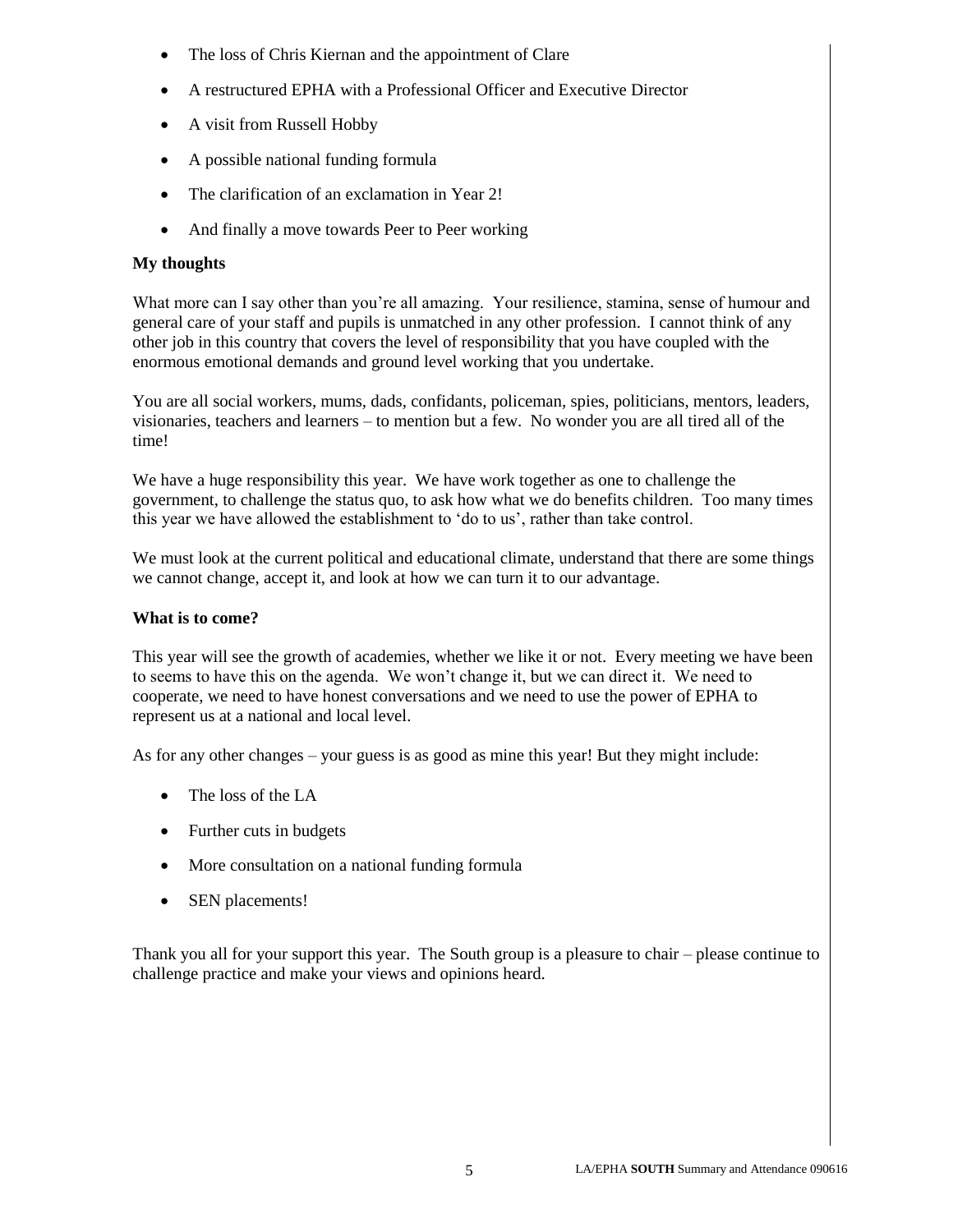- The loss of Chris Kiernan and the appointment of Clare
- A restructured EPHA with a Professional Officer and Executive Director
- A visit from Russell Hobby
- A possible national funding formula
- The clarification of an exclamation in Year 2!
- And finally a move towards Peer to Peer working

**My thoughts**

What more can I say other than you're all amazing. Your resilience, stamina, sense of humour and general care of your staff and pupils is unmatched in any other profession. I cannot think of any other job in this country that covers the level of responsibility that you have coupled with the enormous emotional demands and ground level working that you undertake.

You are all social workers, mums, dads, confidants, policeman, spies, politicians, mentors, leaders, visionaries, teachers and learners – to mention but a few. No wonder you are all tired all of the time!

We have a huge responsibility this year. We have work together as one to challenge the government, to challenge the status quo, to ask how what we do benefits children. Too many times this year we have allowed the establishment to 'do to us', rather than take control.

We must look at the current political and educational climate, understand that there are some things we cannot change, accept it, and look at how we can turn it to our advantage.

**What is to come?**

This year will see the growth of academies, whether we like it or not. Every meeting we have been to seems to have this on the agenda. We won't change it, but we can direct it. We need to cooperate, we need to have honest conversations and we need to use the power of EPHA to represent us at a national and local level.

As for any other changes – your guess is as good as mine this year! But they might include:

- The loss of the LA
- Further cuts in budgets
- More consultation on a national funding formula
- SEN placements!

Thank you all for your support this year. The South group is a pleasure to chair – please continue to challenge practice and make your views and opinions heard.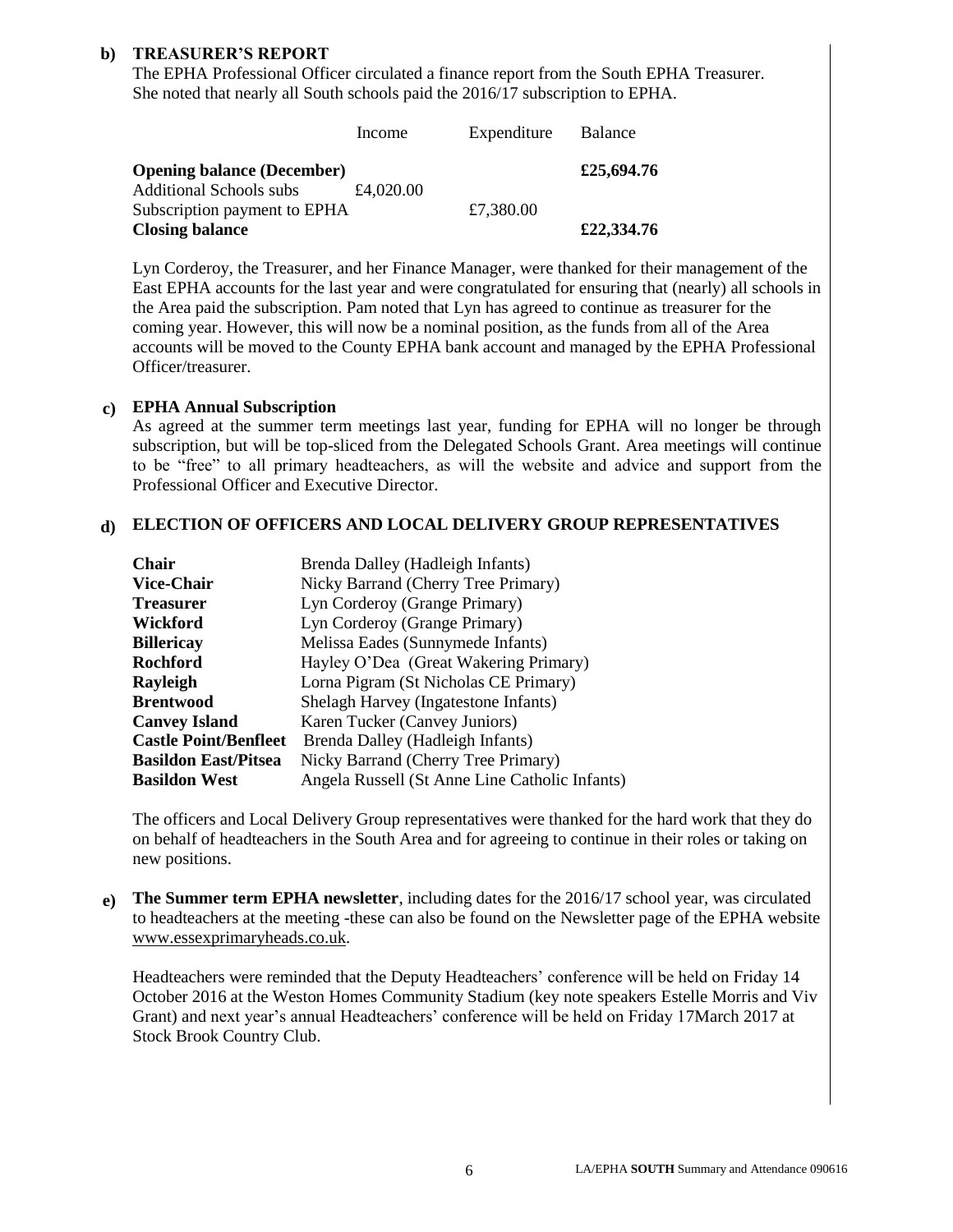**b) TREASURER'S REPORT**

The EPHA Professional Officer circulated a finance report from the South EPHA Treasurer. She noted that nearly all South schools paid the 2016/17 subscription to EPHA.

| | Income | Expenditure | Balance |
|---|---|---|---|
| **Opening balance (December)** | | | **£25,694.76** |
| Additional Schools subs | £4,020.00 | | |
| Subscription payment to EPHA | | £7,380.00 | |
| **Closing balance** | | | **£22,334.76** |

Lyn Corderoy, the Treasurer, and her Finance Manager, were thanked for their management of the East EPHA accounts for the last year and were congratulated for ensuring that (nearly) all schools in the Area paid the subscription. Pam noted that Lyn has agreed to continue as treasurer for the coming year. However, this will now be a nominal position, as the funds from all of the Area accounts will be moved to the County EPHA bank account and managed by the EPHA Professional Officer/treasurer.

**c) EPHA Annual Subscription**

As agreed at the summer term meetings last year, funding for EPHA will no longer be through subscription, but will be top-sliced from the Delegated Schools Grant. Area meetings will continue to be "free" to all primary headteachers, as will the website and advice and support from the Professional Officer and Executive Director.

**d) ELECTION OF OFFICERS AND LOCAL DELIVERY GROUP REPRESENTATIVES**

| | |
|---|---|
| **Chair** | Brenda Dalley (Hadleigh Infants) |
| **Vice-Chair** | Nicky Barrand (Cherry Tree Primary) |
| **Treasurer** | Lyn Corderoy (Grange Primary) |
| **Wickford** | Lyn Corderoy (Grange Primary) |
| **Billericay** | Melissa Eades (Sunnymede Infants) |
| **Rochford** | Hayley O'Dea (Great Wakering Primary) |
| **Rayleigh** | Lorna Pigram (St Nicholas CE Primary) |
| **Brentwood** | Shelagh Harvey (Ingatestone Infants) |
| **Canvey Island** | Karen Tucker (Canvey Juniors) |
| **Castle Point/Benfleet** | Brenda Dalley (Hadleigh Infants) |
| **Basildon East/Pitsea** | Nicky Barrand (Cherry Tree Primary) |
| **Basildon West** | Angela Russell (St Anne Line Catholic Infants) |

The officers and Local Delivery Group representatives were thanked for the hard work that they do on behalf of headteachers in the South Area and for agreeing to continue in their roles or taking on new positions.

**e) The Summer term EPHA newsletter**, including dates for the 2016/17 school year, was circulated to headteachers at the meeting -these can also be found on the Newsletter page of the EPHA website www.essexprimaryheads.co.uk.

Headteachers were reminded that the Deputy Headteachers' conference will be held on Friday 14 October 2016 at the Weston Homes Community Stadium (key note speakers Estelle Morris and Viv Grant) and next year's annual Headteachers' conference will be held on Friday 17March 2017 at Stock Brook Country Club.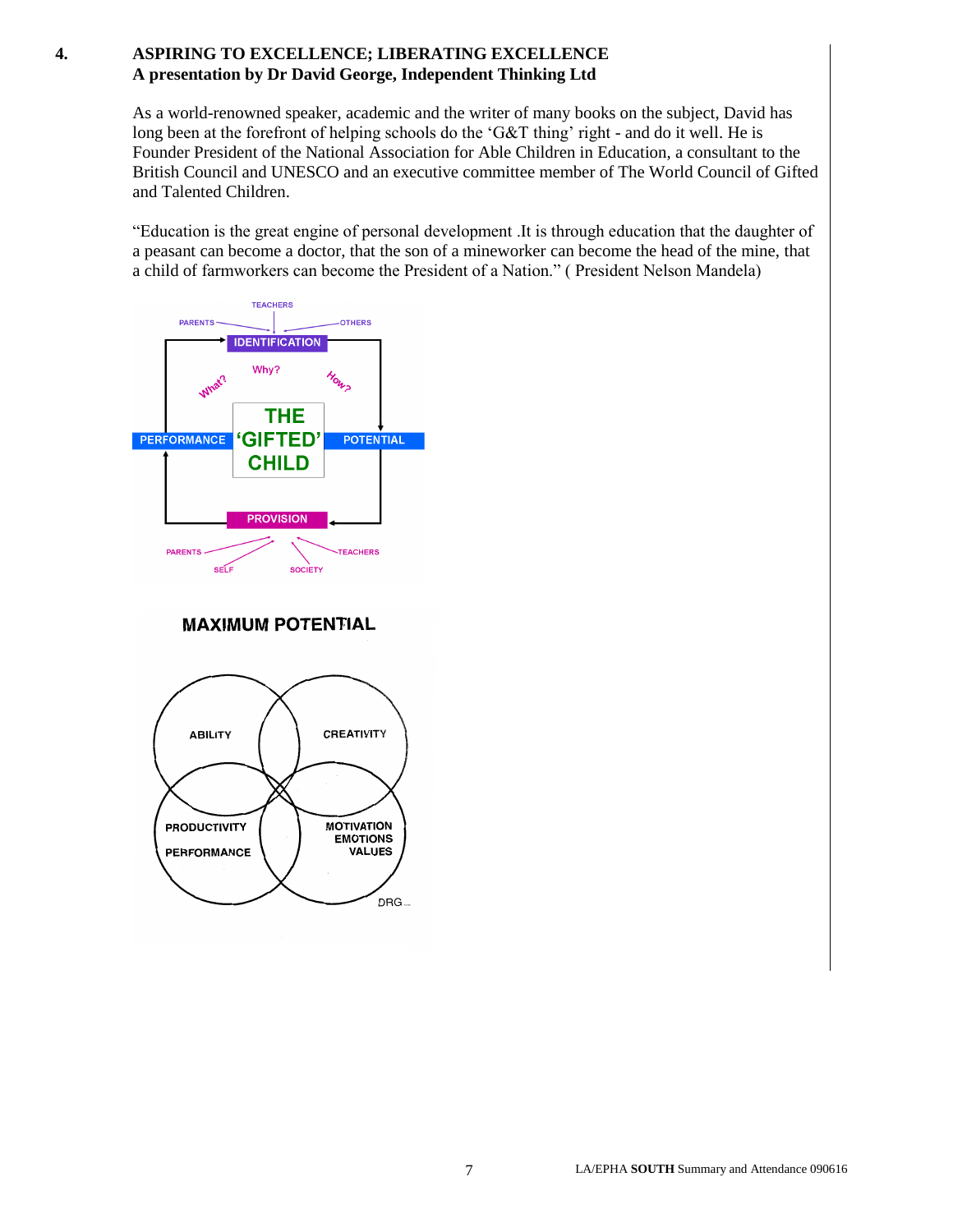## 4. ASPIRING TO EXCELLENCE; LIBERATING EXCELLENCE

**A presentation by Dr David George, Independent Thinking Ltd**

As a world-renowned speaker, academic and the writer of many books on the subject, David has long been at the forefront of helping schools do the 'G&T thing' right - and do it well. He is Founder President of the National Association for Able Children in Education, a consultant to the British Council and UNESCO and an executive committee member of The World Council of Gifted and Talented Children.

"Education is the great engine of personal development .It is through education that the daughter of a peasant can become a doctor, that the son of a mineworker can become the head of the mine, that a child of farmworkers can become the President of a Nation." ( President Nelson Mandela)

TEACHERS
PARENTS — OTHERS
IDENTIFICATION
What? Why? How?
PERFORMANCE — THE 'GIFTED' CHILD — POTENTIAL
PROVISION
PARENTS — SELF — SOCIETY — TEACHERS

**MAXIMUM POTENTIAL**

ABILITY — CREATIVITY
PRODUCTIVITY PERFORMANCE — MOTIVATION EMOTIONS VALUES

DRG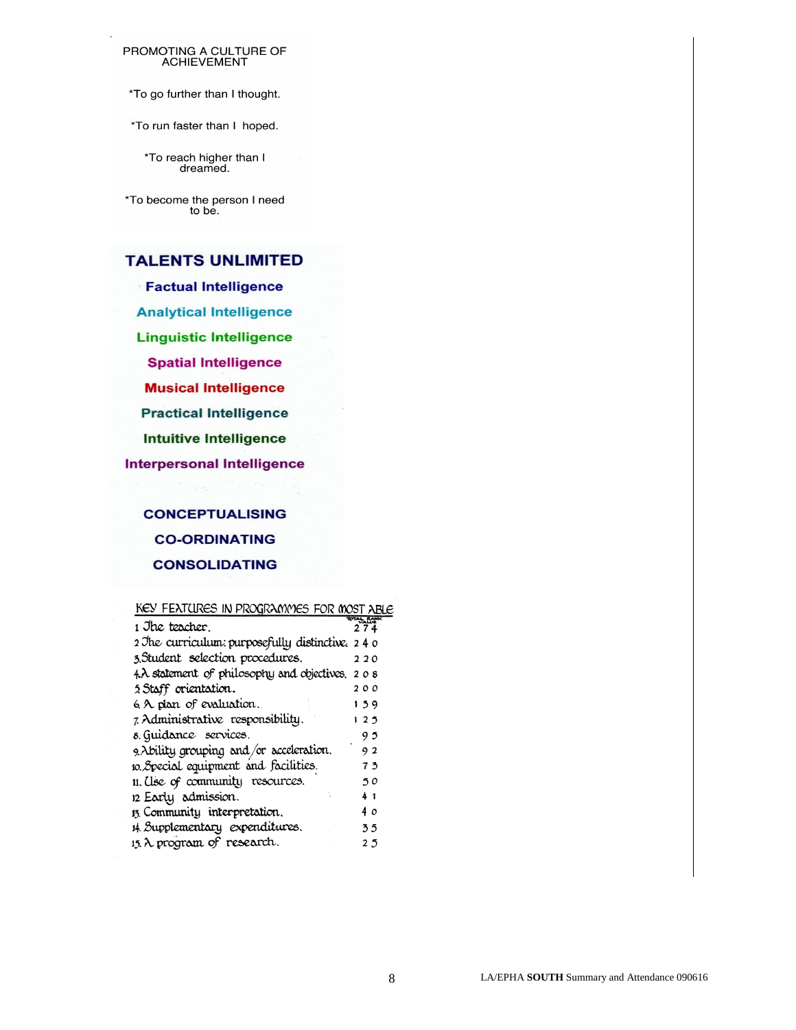PROMOTING A CULTURE OF ACHIEVEMENT

*To go further than I thought.

*To run faster than I hoped.

*To reach higher than I dreamed.

*To become the person I need to be.

## TALENTS UNLIMITED

**Factual Intelligence**

**Analytical Intelligence**

**Linguistic Intelligence**

**Spatial Intelligence**

**Musical Intelligence**

**Practical Intelligence**

**Intuitive Intelligence**

**Interpersonal Intelligence**

**CONCEPTUALISING**

**CO-ORDINATING**

**CONSOLIDATING**

| KEY FEATURES IN PROGRAMMES FOR MOST ABLE | TOTAL RANK VALUE |
|---|---|
| 1 The teacher. | 274 |
| 2 The curriculum: purposefully distinctive. | 240 |
| 3. Student selection procedures. | 220 |
| 4. A statement of philosophy and objectives. | 208 |
| 5 Staff orientation. | 200 |
| 6. A plan of evaluation. | 159 |
| 7. Administrative responsibility. | 125 |
| 8. Guidance services. | 95 |
| 9. Ability grouping and/or acceleration. | 92 |
| 10. Special equipment and facilities. | 73 |
| 11. Use of community resources. | 50 |
| 12 Early admission. | 41 |
| 13. Community interpretation. | 40 |
| 14. Supplementary expenditures. | 35 |
| 15. A program of research. | 25 |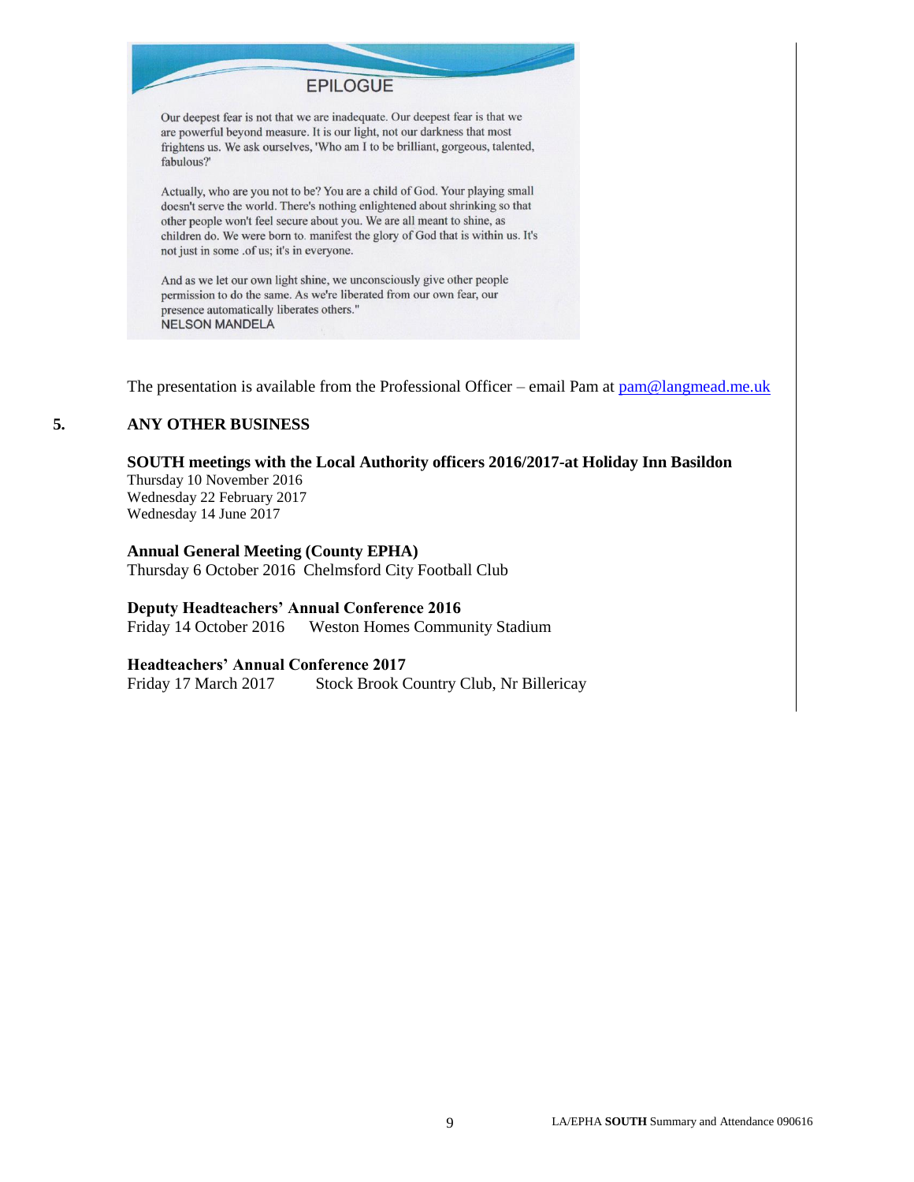## EPILOGUE

Our deepest fear is not that we are inadequate. Our deepest fear is that we are powerful beyond measure. It is our light, not our darkness that most frightens us. We ask ourselves, 'Who am I to be brilliant, gorgeous, talented, fabulous?'

Actually, who are you not to be? You are a child of God. Your playing small doesn't serve the world. There's nothing enlightened about shrinking so that other people won't feel secure about you. We are all meant to shine, as children do. We were born to. manifest the glory of God that is within us. It's not just in some .of us; it's in everyone.

And as we let our own light shine, we unconsciously give other people permission to do the same. As we're liberated from our own fear, our presence automatically liberates others."
NELSON MANDELA

The presentation is available from the Professional Officer – email Pam at pam@langmead.me.uk

## 5. ANY OTHER BUSINESS

**SOUTH meetings with the Local Authority officers 2016/2017-at Holiday Inn Basildon**
Thursday 10 November 2016
Wednesday 22 February 2017
Wednesday 14 June 2017

**Annual General Meeting (County EPHA)**
Thursday 6 October 2016 Chelmsford City Football Club

**Deputy Headteachers' Annual Conference 2016**
Friday 14 October 2016 Weston Homes Community Stadium

**Headteachers' Annual Conference 2017**
Friday 17 March 2017 Stock Brook Country Club, Nr Billericay